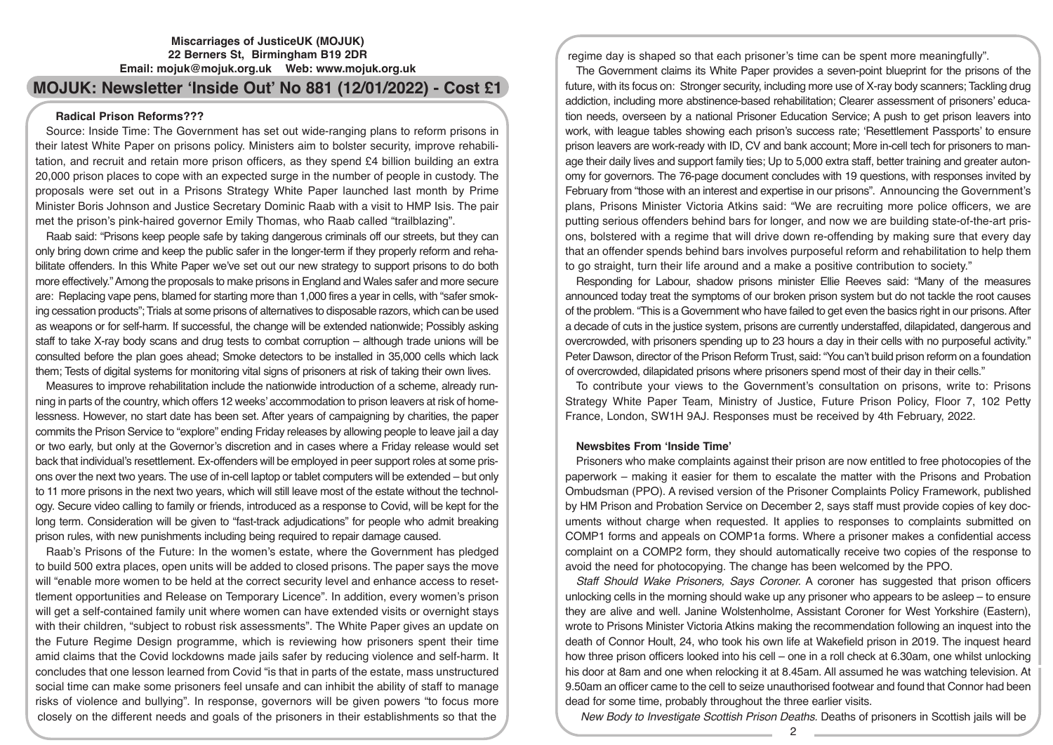**Miscarriages of JusticeUK (MOJUK)**
**22 Berners St, Birmingham B19 2DR**
**Email: mojuk@mojuk.org.uk Web: www.mojuk.org.uk**

# MOJUK: Newsletter 'Inside Out' No 881 (12/01/2022) - Cost £1

## Radical Prison Reforms???

Source: Inside Time: The Government has set out wide-ranging plans to reform prisons in their latest White Paper on prisons policy. Ministers aim to bolster security, improve rehabilitation, and recruit and retain more prison officers, as they spend £4 billion building an extra 20,000 prison places to cope with an expected surge in the number of people in custody. The proposals were set out in a Prisons Strategy White Paper launched last month by Prime Minister Boris Johnson and Justice Secretary Dominic Raab with a visit to HMP Isis. The pair met the prison's pink-haired governor Emily Thomas, who Raab called "trailblazing".

Raab said: "Prisons keep people safe by taking dangerous criminals off our streets, but they can only bring down crime and keep the public safer in the longer-term if they properly reform and rehabilitate offenders. In this White Paper we've set out our new strategy to support prisons to do both more effectively." Among the proposals to make prisons in England and Wales safer and more secure are: Replacing vape pens, blamed for starting more than 1,000 fires a year in cells, with "safer smoking cessation products"; Trials at some prisons of alternatives to disposable razors, which can be used as weapons or for self-harm. If successful, the change will be extended nationwide; Possibly asking staff to take X-ray body scans and drug tests to combat corruption – although trade unions will be consulted before the plan goes ahead; Smoke detectors to be installed in 35,000 cells which lack them; Tests of digital systems for monitoring vital signs of prisoners at risk of taking their own lives.

Measures to improve rehabilitation include the nationwide introduction of a scheme, already running in parts of the country, which offers 12 weeks' accommodation to prison leavers at risk of homelessness. However, no start date has been set. After years of campaigning by charities, the paper commits the Prison Service to "explore" ending Friday releases by allowing people to leave jail a day or two early, but only at the Governor's discretion and in cases where a Friday release would set back that individual's resettlement. Ex-offenders will be employed in peer support roles at some prisons over the next two years. The use of in-cell laptop or tablet computers will be extended – but only to 11 more prisons in the next two years, which will still leave most of the estate without the technology. Secure video calling to family or friends, introduced as a response to Covid, will be kept for the long term. Consideration will be given to "fast-track adjudications" for people who admit breaking prison rules, with new punishments including being required to repair damage caused.

Raab's Prisons of the Future: In the women's estate, where the Government has pledged to build 500 extra places, open units will be added to closed prisons. The paper says the move will "enable more women to be held at the correct security level and enhance access to resettlement opportunities and Release on Temporary Licence". In addition, every women's prison will get a self-contained family unit where women can have extended visits or overnight stays with their children, "subject to robust risk assessments". The White Paper gives an update on the Future Regime Design programme, which is reviewing how prisoners spent their time amid claims that the Covid lockdowns made jails safer by reducing violence and self-harm. It concludes that one lesson learned from Covid "is that in parts of the estate, mass unstructured social time can make some prisoners feel unsafe and can inhibit the ability of staff to manage risks of violence and bullying". In response, governors will be given powers "to focus more closely on the different needs and goals of the prisoners in their establishments so that the regime day is shaped so that each prisoner's time can be spent more meaningfully".

The Government claims its White Paper provides a seven-point blueprint for the prisons of the future, with its focus on: Stronger security, including more use of X-ray body scanners; Tackling drug addiction, including more abstinence-based rehabilitation; Clearer assessment of prisoners' education needs, overseen by a national Prisoner Education Service; A push to get prison leavers into work, with league tables showing each prison's success rate; 'Resettlement Passports' to ensure prison leavers are work-ready with ID, CV and bank account; More in-cell tech for prisoners to manage their daily lives and support family ties; Up to 5,000 extra staff, better training and greater autonomy for governors. The 76-page document concludes with 19 questions, with responses invited by February from "those with an interest and expertise in our prisons". Announcing the Government's plans, Prisons Minister Victoria Atkins said: "We are recruiting more police officers, we are putting serious offenders behind bars for longer, and now we are building state-of-the-art prisons, bolstered with a regime that will drive down re-offending by making sure that every day that an offender spends behind bars involves purposeful reform and rehabilitation to help them to go straight, turn their life around and a make a positive contribution to society."

Responding for Labour, shadow prisons minister Ellie Reeves said: "Many of the measures announced today treat the symptoms of our broken prison system but do not tackle the root causes of the problem. "This is a Government who have failed to get even the basics right in our prisons. After a decade of cuts in the justice system, prisons are currently understaffed, dilapidated, dangerous and overcrowded, with prisoners spending up to 23 hours a day in their cells with no purposeful activity." Peter Dawson, director of the Prison Reform Trust, said: "You can't build prison reform on a foundation of overcrowded, dilapidated prisons where prisoners spend most of their day in their cells."

To contribute your views to the Government's consultation on prisons, write to: Prisons Strategy White Paper Team, Ministry of Justice, Future Prison Policy, Floor 7, 102 Petty France, London, SW1H 9AJ. Responses must be received by 4th February, 2022.

## Newsbites From 'Inside Time'

Prisoners who make complaints against their prison are now entitled to free photocopies of the paperwork – making it easier for them to escalate the matter with the Prisons and Probation Ombudsman (PPO). A revised version of the Prisoner Complaints Policy Framework, published by HM Prison and Probation Service on December 2, says staff must provide copies of key documents without charge when requested. It applies to responses to complaints submitted on COMP1 forms and appeals on COMP1a forms. Where a prisoner makes a confidential access complaint on a COMP2 form, they should automatically receive two copies of the response to avoid the need for photocopying. The change has been welcomed by the PPO.

*Staff Should Wake Prisoners, Says Coroner.* A coroner has suggested that prison officers unlocking cells in the morning should wake up any prisoner who appears to be asleep – to ensure they are alive and well. Janine Wolstenholme, Assistant Coroner for West Yorkshire (Eastern), wrote to Prisons Minister Victoria Atkins making the recommendation following an inquest into the death of Connor Hoult, 24, who took his own life at Wakefield prison in 2019. The inquest heard how three prison officers looked into his cell – one in a roll check at 6.30am, one whilst unlocking his door at 8am and one when relocking it at 8.45am. All assumed he was watching television. At 9.50am an officer came to the cell to seize unauthorised footwear and found that Connor had been dead for some time, probably throughout the three earlier visits.

*New Body to Investigate Scottish Prison Deaths.* Deaths of prisoners in Scottish jails will be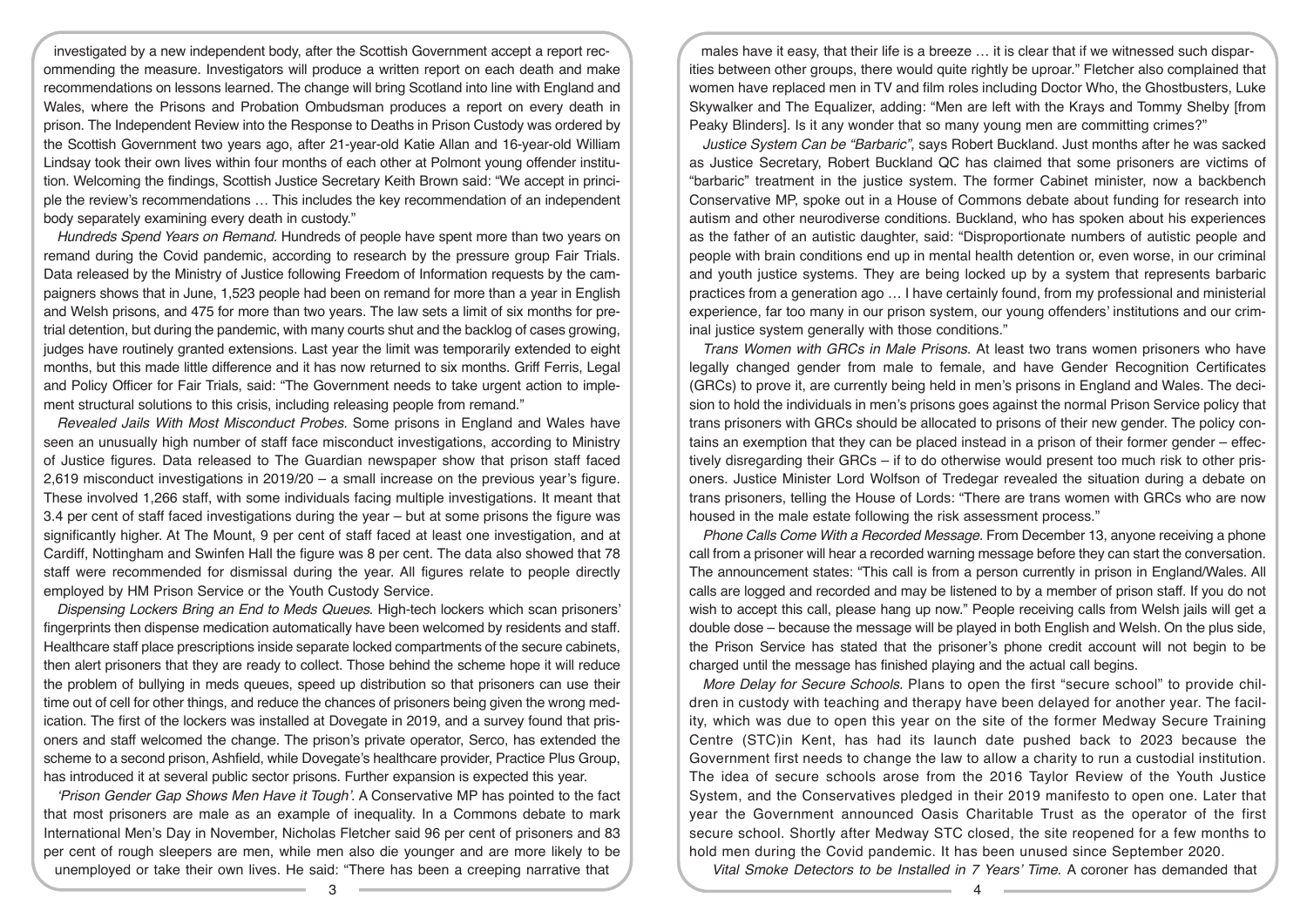investigated by a new independent body, after the Scottish Government accept a report recommending the measure. Investigators will produce a written report on each death and make recommendations on lessons learned. The change will bring Scotland into line with England and Wales, where the Prisons and Probation Ombudsman produces a report on every death in prison. The Independent Review into the Response to Deaths in Prison Custody was ordered by the Scottish Government two years ago, after 21-year-old Katie Allan and 16-year-old William Lindsay took their own lives within four months of each other at Polmont young offender institution. Welcoming the findings, Scottish Justice Secretary Keith Brown said: "We accept in principle the review's recommendations … This includes the key recommendation of an independent body separately examining every death in custody."

*Hundreds Spend Years on Remand.* Hundreds of people have spent more than two years on remand during the Covid pandemic, according to research by the pressure group Fair Trials. Data released by the Ministry of Justice following Freedom of Information requests by the campaigners shows that in June, 1,523 people had been on remand for more than a year in English and Welsh prisons, and 475 for more than two years. The law sets a limit of six months for pre-trial detention, but during the pandemic, with many courts shut and the backlog of cases growing, judges have routinely granted extensions. Last year the limit was temporarily extended to eight months, but this made little difference and it has now returned to six months. Griff Ferris, Legal and Policy Officer for Fair Trials, said: "The Government needs to take urgent action to implement structural solutions to this crisis, including releasing people from remand."

*Revealed Jails With Most Misconduct Probes.* Some prisons in England and Wales have seen an unusually high number of staff face misconduct investigations, according to Ministry of Justice figures. Data released to The Guardian newspaper show that prison staff faced 2,619 misconduct investigations in 2019/20 – a small increase on the previous year's figure. These involved 1,266 staff, with some individuals facing multiple investigations. It meant that 3.4 per cent of staff faced investigations during the year – but at some prisons the figure was significantly higher. At The Mount, 9 per cent of staff faced at least one investigation, and at Cardiff, Nottingham and Swinfen Hall the figure was 8 per cent. The data also showed that 78 staff were recommended for dismissal during the year. All figures relate to people directly employed by HM Prison Service or the Youth Custody Service.

*Dispensing Lockers Bring an End to Meds Queues.* High-tech lockers which scan prisoners' fingerprints then dispense medication automatically have been welcomed by residents and staff. Healthcare staff place prescriptions inside separate locked compartments of the secure cabinets, then alert prisoners that they are ready to collect. Those behind the scheme hope it will reduce the problem of bullying in meds queues, speed up distribution so that prisoners can use their time out of cell for other things, and reduce the chances of prisoners being given the wrong medication. The first of the lockers was installed at Dovegate in 2019, and a survey found that prisoners and staff welcomed the change. The prison's private operator, Serco, has extended the scheme to a second prison, Ashfield, while Dovegate's healthcare provider, Practice Plus Group, has introduced it at several public sector prisons. Further expansion is expected this year.

*'Prison Gender Gap Shows Men Have it Tough'.* A Conservative MP has pointed to the fact that most prisoners are male as an example of inequality. In a Commons debate to mark International Men's Day in November, Nicholas Fletcher said 96 per cent of prisoners and 83 per cent of rough sleepers are men, while men also die younger and are more likely to be unemployed or take their own lives. He said: "There has been a creeping narrative that males have it easy, that their life is a breeze … it is clear that if we witnessed such disparities between other groups, there would quite rightly be uproar." Fletcher also complained that women have replaced men in TV and film roles including Doctor Who, the Ghostbusters, Luke Skywalker and The Equalizer, adding: "Men are left with the Krays and Tommy Shelby [from Peaky Blinders]. Is it any wonder that so many young men are committing crimes?"

*Justice System Can be "Barbaric", says Robert Buckland.* Just months after he was sacked as Justice Secretary, Robert Buckland QC has claimed that some prisoners are victims of "barbaric" treatment in the justice system. The former Cabinet minister, now a backbench Conservative MP, spoke out in a House of Commons debate about funding for research into autism and other neurodiverse conditions. Buckland, who has spoken about his experiences as the father of an autistic daughter, said: "Disproportionate numbers of autistic people and people with brain conditions end up in mental health detention or, even worse, in our criminal and youth justice systems. They are being locked up by a system that represents barbaric practices from a generation ago … I have certainly found, from my professional and ministerial experience, far too many in our prison system, our young offenders' institutions and our criminal justice system generally with those conditions."

*Trans Women with GRCs in Male Prisons.* At least two trans women prisoners who have legally changed gender from male to female, and have Gender Recognition Certificates (GRCs) to prove it, are currently being held in men's prisons in England and Wales. The decision to hold the individuals in men's prisons goes against the normal Prison Service policy that trans prisoners with GRCs should be allocated to prisons of their new gender. The policy contains an exemption that they can be placed instead in a prison of their former gender – effectively disregarding their GRCs – if to do otherwise would present too much risk to other prisoners. Justice Minister Lord Wolfson of Tredegar revealed the situation during a debate on trans prisoners, telling the House of Lords: "There are trans women with GRCs who are now housed in the male estate following the risk assessment process."

*Phone Calls Come With a Recorded Message.* From December 13, anyone receiving a phone call from a prisoner will hear a recorded warning message before they can start the conversation. The announcement states: "This call is from a person currently in prison in England/Wales. All calls are logged and recorded and may be listened to by a member of prison staff. If you do not wish to accept this call, please hang up now." People receiving calls from Welsh jails will get a double dose – because the message will be played in both English and Welsh. On the plus side, the Prison Service has stated that the prisoner's phone credit account will not begin to be charged until the message has finished playing and the actual call begins.

*More Delay for Secure Schools.* Plans to open the first "secure school" to provide children in custody with teaching and therapy have been delayed for another year. The facility, which was due to open this year on the site of the former Medway Secure Training Centre (STC)in Kent, has had its launch date pushed back to 2023 because the Government first needs to change the law to allow a charity to run a custodial institution. The idea of secure schools arose from the 2016 Taylor Review of the Youth Justice System, and the Conservatives pledged in their 2019 manifesto to open one. Later that year the Government announced Oasis Charitable Trust as the operator of the first secure school. Shortly after Medway STC closed, the site reopened for a few months to hold men during the Covid pandemic. It has been unused since September 2020.

*Vital Smoke Detectors to be Installed in 7 Years' Time.* A coroner has demanded that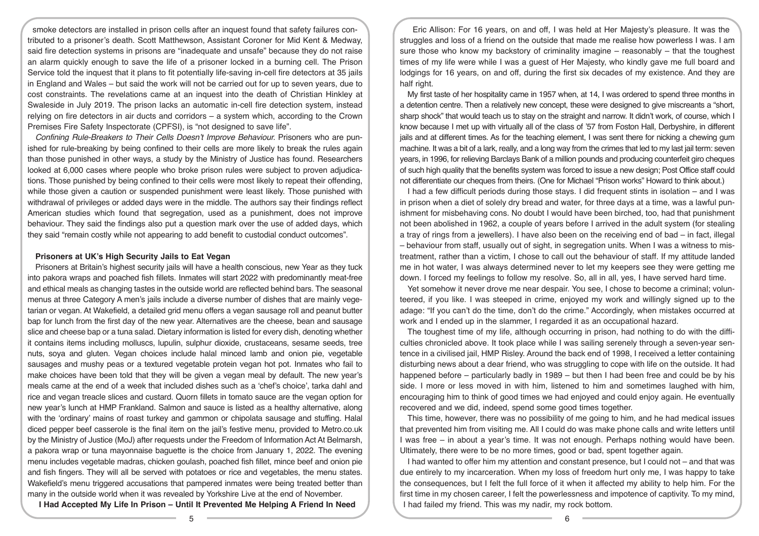smoke detectors are installed in prison cells after an inquest found that safety failures contributed to a prisoner's death. Scott Matthewson, Assistant Coroner for Mid Kent & Medway, said fire detection systems in prisons are "inadequate and unsafe" because they do not raise an alarm quickly enough to save the life of a prisoner locked in a burning cell. The Prison Service told the inquest that it plans to fit potentially life-saving in-cell fire detectors at 35 jails in England and Wales – but said the work will not be carried out for up to seven years, due to cost constraints. The revelations came at an inquest into the death of Christian Hinkley at Swaleside in July 2019. The prison lacks an automatic in-cell fire detection system, instead relying on fire detectors in air ducts and corridors – a system which, according to the Crown Premises Fire Safety Inspectorate (CPFSI), is "not designed to save life".

*Confining Rule-Breakers to Their Cells Doesn't Improve Behaviour.* Prisoners who are punished for rule-breaking by being confined to their cells are more likely to break the rules again than those punished in other ways, a study by the Ministry of Justice has found. Researchers looked at 6,000 cases where people who broke prison rules were subject to proven adjudications. Those punished by being confined to their cells were most likely to repeat their offending, while those given a caution or suspended punishment were least likely. Those punished with withdrawal of privileges or added days were in the middle. The authors say their findings reflect American studies which found that segregation, used as a punishment, does not improve behaviour. They said the findings also put a question mark over the use of added days, which they said "remain costly while not appearing to add benefit to custodial conduct outcomes".

**Prisoners at UK's High Security Jails to Eat Vegan**

Prisoners at Britain's highest security jails will have a health conscious, new Year as they tuck into pakora wraps and poached fish fillets. Inmates will start 2022 with predominantly meat-free and ethical meals as changing tastes in the outside world are reflected behind bars. The seasonal menus at three Category A men's jails include a diverse number of dishes that are mainly vegetarian or vegan. At Wakefield, a detailed grid menu offers a vegan sausage roll and peanut butter bap for lunch from the first day of the new year. Alternatives are the cheese, bean and sausage slice and cheese bap or a tuna salad. Dietary information is listed for every dish, denoting whether it contains items including molluscs, lupulin, sulphur dioxide, crustaceans, sesame seeds, tree nuts, soya and gluten. Vegan choices include halal minced lamb and onion pie, vegetable sausages and mushy peas or a textured vegetable protein vegan hot pot. Inmates who fail to make choices have been told that they will be given a vegan meal by default. The new year's meals came at the end of a week that included dishes such as a 'chef's choice', tarka dahl and rice and vegan treacle slices and custard. Quorn fillets in tomato sauce are the vegan option for new year's lunch at HMP Frankland. Salmon and sauce is listed as a healthy alternative, along with the 'ordinary' mains of roast turkey and gammon or chipolata sausage and stuffing. Halal diced pepper beef casserole is the final item on the jail's festive menu, provided to Metro.co.uk by the Ministry of Justice (MoJ) after requests under the Freedom of Information Act At Belmarsh, a pakora wrap or tuna mayonnaise baguette is the choice from January 1, 2022. The evening menu includes vegetable madras, chicken goulash, poached fish fillet, mince beef and onion pie and fish fingers. They will all be served with potatoes or rice and vegetables, the menu states. Wakefield's menu triggered accusations that pampered inmates were being treated better than many in the outside world when it was revealed by Yorkshire Live at the end of November.

**I Had Accepted My Life In Prison – Until It Prevented Me Helping A Friend In Need**

Eric Allison: For 16 years, on and off, I was held at Her Majesty's pleasure. It was the struggles and loss of a friend on the outside that made me realise how powerless I was. I am sure those who know my backstory of criminality imagine – reasonably – that the toughest times of my life were while I was a guest of Her Majesty, who kindly gave me full board and lodgings for 16 years, on and off, during the first six decades of my existence. And they are half right.

My first taste of her hospitality came in 1957 when, at 14, I was ordered to spend three months in a detention centre. Then a relatively new concept, these were designed to give miscreants a "short, sharp shock" that would teach us to stay on the straight and narrow. It didn't work, of course, which I know because I met up with virtually all of the class of '57 from Foston Hall, Derbyshire, in different jails and at different times. As for the teaching element, I was sent there for nicking a chewing gum machine. It was a bit of a lark, really, and a long way from the crimes that led to my last jail term: seven years, in 1996, for relieving Barclays Bank of a million pounds and producing counterfeit giro cheques of such high quality that the benefits system was forced to issue a new design; Post Office staff could not differentiate our cheques from theirs. (One for Michael "Prison works" Howard to think about.)

I had a few difficult periods during those stays. I did frequent stints in isolation – and I was in prison when a diet of solely dry bread and water, for three days at a time, was a lawful punishment for misbehaving cons. No doubt I would have been birched, too, had that punishment not been abolished in 1962, a couple of years before I arrived in the adult system (for stealing a tray of rings from a jewellers). I have also been on the receiving end of bad – in fact, illegal – behaviour from staff, usually out of sight, in segregation units. When I was a witness to mistreatment, rather than a victim, I chose to call out the behaviour of staff. If my attitude landed me in hot water, I was always determined never to let my keepers see they were getting me down. I forced my feelings to follow my resolve. So, all in all, yes, I have served hard time.

Yet somehow it never drove me near despair. You see, I chose to become a criminal; volunteered, if you like. I was steeped in crime, enjoyed my work and willingly signed up to the adage: "If you can't do the time, don't do the crime." Accordingly, when mistakes occurred at work and I ended up in the slammer, I regarded it as an occupational hazard.

The toughest time of my life, although occurring in prison, had nothing to do with the difficulties chronicled above. It took place while I was sailing serenely through a seven-year sentence in a civilised jail, HMP Risley. Around the back end of 1998, I received a letter containing disturbing news about a dear friend, who was struggling to cope with life on the outside. It had happened before – particularly badly in 1989 – but then I had been free and could be by his side. I more or less moved in with him, listened to him and sometimes laughed with him, encouraging him to think of good times we had enjoyed and could enjoy again. He eventually recovered and we did, indeed, spend some good times together.

This time, however, there was no possibility of me going to him, and he had medical issues that prevented him from visiting me. All I could do was make phone calls and write letters until I was free – in about a year's time. It was not enough. Perhaps nothing would have been. Ultimately, there were to be no more times, good or bad, spent together again.

I had wanted to offer him my attention and constant presence, but I could not – and that was due entirely to my incarceration. When my loss of freedom hurt only me, I was happy to take the consequences, but I felt the full force of it when it affected my ability to help him. For the first time in my chosen career, I felt the powerlessness and impotence of captivity. To my mind, I had failed my friend. This was my nadir, my rock bottom.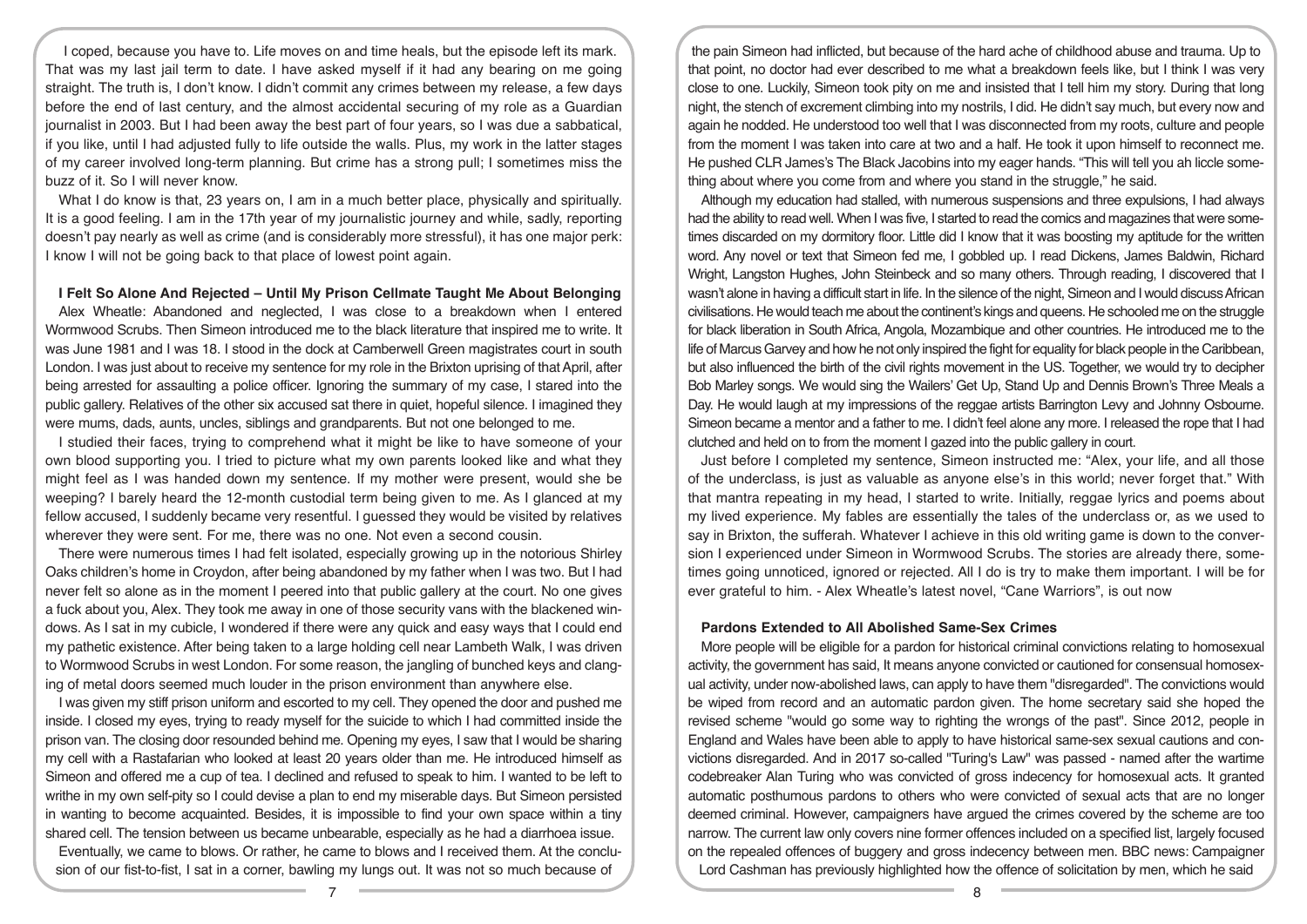I coped, because you have to. Life moves on and time heals, but the episode left its mark. That was my last jail term to date. I have asked myself if it had any bearing on me going straight. The truth is, I don't know. I didn't commit any crimes between my release, a few days before the end of last century, and the almost accidental securing of my role as a Guardian journalist in 2003. But I had been away the best part of four years, so I was due a sabbatical, if you like, until I had adjusted fully to life outside the walls. Plus, my work in the latter stages of my career involved long-term planning. But crime has a strong pull; I sometimes miss the buzz of it. So I will never know.

What I do know is that, 23 years on, I am in a much better place, physically and spiritually. It is a good feeling. I am in the 17th year of my journalistic journey and while, sadly, reporting doesn't pay nearly as well as crime (and is considerably more stressful), it has one major perk: I know I will not be going back to that place of lowest point again.

## I Felt So Alone And Rejected – Until My Prison Cellmate Taught Me About Belonging

Alex Wheatle: Abandoned and neglected, I was close to a breakdown when I entered Wormwood Scrubs. Then Simeon introduced me to the black literature that inspired me to write. It was June 1981 and I was 18. I stood in the dock at Camberwell Green magistrates court in south London. I was just about to receive my sentence for my role in the Brixton uprising of that April, after being arrested for assaulting a police officer. Ignoring the summary of my case, I stared into the public gallery. Relatives of the other six accused sat there in quiet, hopeful silence. I imagined they were mums, dads, aunts, uncles, siblings and grandparents. But not one belonged to me.

I studied their faces, trying to comprehend what it might be like to have someone of your own blood supporting you. I tried to picture what my own parents looked like and what they might feel as I was handed down my sentence. If my mother were present, would she be weeping? I barely heard the 12-month custodial term being given to me. As I glanced at my fellow accused, I suddenly became very resentful. I guessed they would be visited by relatives wherever they were sent. For me, there was no one. Not even a second cousin.

There were numerous times I had felt isolated, especially growing up in the notorious Shirley Oaks children's home in Croydon, after being abandoned by my father when I was two. But I had never felt so alone as in the moment I peered into that public gallery at the court. No one gives a fuck about you, Alex. They took me away in one of those security vans with the blackened windows. As I sat in my cubicle, I wondered if there were any quick and easy ways that I could end my pathetic existence. After being taken to a large holding cell near Lambeth Walk, I was driven to Wormwood Scrubs in west London. For some reason, the jangling of bunched keys and clanging of metal doors seemed much louder in the prison environment than anywhere else.

I was given my stiff prison uniform and escorted to my cell. They opened the door and pushed me inside. I closed my eyes, trying to ready myself for the suicide to which I had committed inside the prison van. The closing door resounded behind me. Opening my eyes, I saw that I would be sharing my cell with a Rastafarian who looked at least 20 years older than me. He introduced himself as Simeon and offered me a cup of tea. I declined and refused to speak to him. I wanted to be left to writhe in my own self-pity so I could devise a plan to end my miserable days. But Simeon persisted in wanting to become acquainted. Besides, it is impossible to find your own space within a tiny shared cell. The tension between us became unbearable, especially as he had a diarrhoea issue.

Eventually, we came to blows. Or rather, he came to blows and I received them. At the conclusion of our fist-to-fist, I sat in a corner, bawling my lungs out. It was not so much because of the pain Simeon had inflicted, but because of the hard ache of childhood abuse and trauma. Up to that point, no doctor had ever described to me what a breakdown feels like, but I think I was very close to one. Luckily, Simeon took pity on me and insisted that I tell him my story. During that long night, the stench of excrement climbing into my nostrils, I did. He didn't say much, but every now and again he nodded. He understood too well that I was disconnected from my roots, culture and people from the moment I was taken into care at two and a half. He took it upon himself to reconnect me. He pushed CLR James's The Black Jacobins into my eager hands. "This will tell you ah liccle something about where you come from and where you stand in the struggle," he said.

Although my education had stalled, with numerous suspensions and three expulsions, I had always had the ability to read well. When I was five, I started to read the comics and magazines that were sometimes discarded on my dormitory floor. Little did I know that it was boosting my aptitude for the written word. Any novel or text that Simeon fed me, I gobbled up. I read Dickens, James Baldwin, Richard Wright, Langston Hughes, John Steinbeck and so many others. Through reading, I discovered that I wasn't alone in having a difficult start in life. In the silence of the night, Simeon and I would discuss African civilisations. He would teach me about the continent's kings and queens. He schooled me on the struggle for black liberation in South Africa, Angola, Mozambique and other countries. He introduced me to the life of Marcus Garvey and how he not only inspired the fight for equality for black people in the Caribbean, but also influenced the birth of the civil rights movement in the US. Together, we would try to decipher Bob Marley songs. We would sing the Wailers' Get Up, Stand Up and Dennis Brown's Three Meals a Day. He would laugh at my impressions of the reggae artists Barrington Levy and Johnny Osbourne. Simeon became a mentor and a father to me. I didn't feel alone any more. I released the rope that I had clutched and held on to from the moment I gazed into the public gallery in court.

Just before I completed my sentence, Simeon instructed me: "Alex, your life, and all those of the underclass, is just as valuable as anyone else's in this world; never forget that." With that mantra repeating in my head, I started to write. Initially, reggae lyrics and poems about my lived experience. My fables are essentially the tales of the underclass or, as we used to say in Brixton, the sufferah. Whatever I achieve in this old writing game is down to the conversion I experienced under Simeon in Wormwood Scrubs. The stories are already there, sometimes going unnoticed, ignored or rejected. All I do is try to make them important. I will be for ever grateful to him. - Alex Wheatle's latest novel, "Cane Warriors", is out now

## Pardons Extended to All Abolished Same-Sex Crimes

More people will be eligible for a pardon for historical criminal convictions relating to homosexual activity, the government has said, It means anyone convicted or cautioned for consensual homosexual activity, under now-abolished laws, can apply to have them "disregarded". The convictions would be wiped from record and an automatic pardon given. The home secretary said she hoped the revised scheme "would go some way to righting the wrongs of the past". Since 2012, people in England and Wales have been able to apply to have historical same-sex sexual cautions and convictions disregarded. And in 2017 so-called "Turing's Law" was passed - named after the wartime codebreaker Alan Turing who was convicted of gross indecency for homosexual acts. It granted automatic posthumous pardons to others who were convicted of sexual acts that are no longer deemed criminal. However, campaigners have argued the crimes covered by the scheme are too narrow. The current law only covers nine former offences included on a specified list, largely focused on the repealed offences of buggery and gross indecency between men. BBC news: Campaigner Lord Cashman has previously highlighted how the offence of solicitation by men, which he said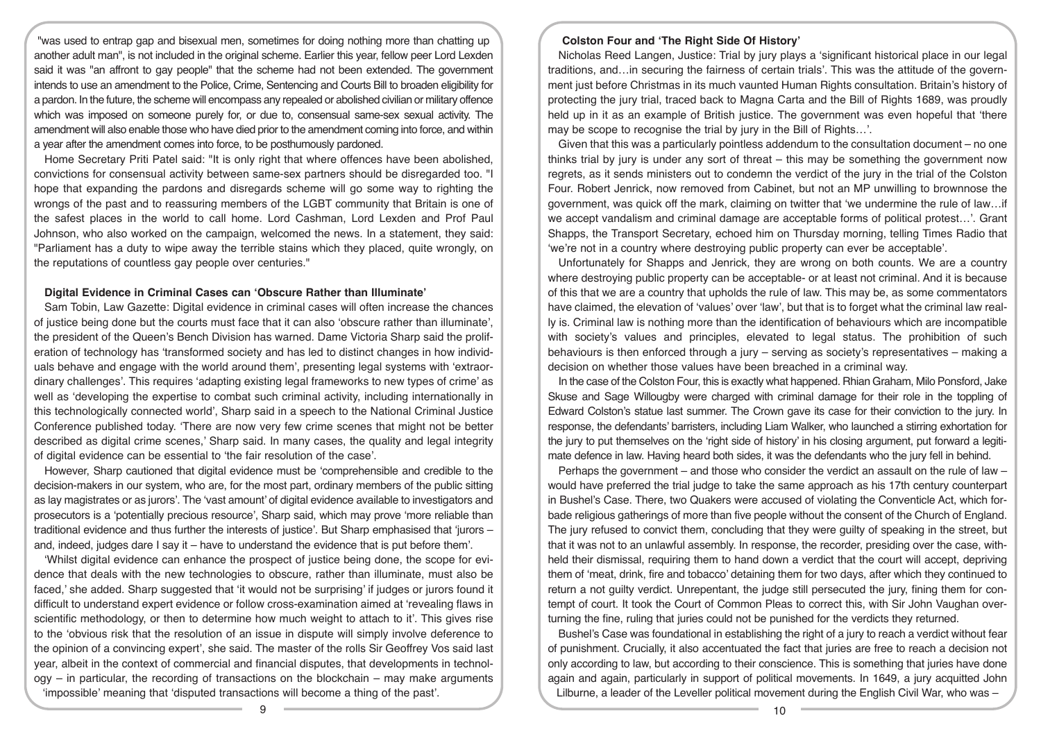"was used to entrap gap and bisexual men, sometimes for doing nothing more than chatting up another adult man", is not included in the original scheme. Earlier this year, fellow peer Lord Lexden said it was "an affront to gay people" that the scheme had not been extended. The government intends to use an amendment to the Police, Crime, Sentencing and Courts Bill to broaden eligibility for a pardon. In the future, the scheme will encompass any repealed or abolished civilian or military offence which was imposed on someone purely for, or due to, consensual same-sex sexual activity. The amendment will also enable those who have died prior to the amendment coming into force, and within a year after the amendment comes into force, to be posthumously pardoned.

Home Secretary Priti Patel said: "It is only right that where offences have been abolished, convictions for consensual activity between same-sex partners should be disregarded too. "I hope that expanding the pardons and disregards scheme will go some way to righting the wrongs of the past and to reassuring members of the LGBT community that Britain is one of the safest places in the world to call home. Lord Cashman, Lord Lexden and Prof Paul Johnson, who also worked on the campaign, welcomed the news. In a statement, they said: "Parliament has a duty to wipe away the terrible stains which they placed, quite wrongly, on the reputations of countless gay people over centuries."

### Digital Evidence in Criminal Cases can 'Obscure Rather than Illuminate'

Sam Tobin, Law Gazette: Digital evidence in criminal cases will often increase the chances of justice being done but the courts must face that it can also 'obscure rather than illuminate', the president of the Queen's Bench Division has warned. Dame Victoria Sharp said the proliferation of technology has 'transformed society and has led to distinct changes in how individuals behave and engage with the world around them', presenting legal systems with 'extraordinary challenges'. This requires 'adapting existing legal frameworks to new types of crime' as well as 'developing the expertise to combat such criminal activity, including internationally in this technologically connected world', Sharp said in a speech to the National Criminal Justice Conference published today. 'There are now very few crime scenes that might not be better described as digital crime scenes,' Sharp said. In many cases, the quality and legal integrity of digital evidence can be essential to 'the fair resolution of the case'.

However, Sharp cautioned that digital evidence must be 'comprehensible and credible to the decision-makers in our system, who are, for the most part, ordinary members of the public sitting as lay magistrates or as jurors'. The 'vast amount' of digital evidence available to investigators and prosecutors is a 'potentially precious resource', Sharp said, which may prove 'more reliable than traditional evidence and thus further the interests of justice'. But Sharp emphasised that 'jurors – and, indeed, judges dare I say it – have to understand the evidence that is put before them'.

'Whilst digital evidence can enhance the prospect of justice being done, the scope for evidence that deals with the new technologies to obscure, rather than illuminate, must also be faced,' she added. Sharp suggested that 'it would not be surprising' if judges or jurors found it difficult to understand expert evidence or follow cross-examination aimed at 'revealing flaws in scientific methodology, or then to determine how much weight to attach to it'. This gives rise to the 'obvious risk that the resolution of an issue in dispute will simply involve deference to the opinion of a convincing expert', she said. The master of the rolls Sir Geoffrey Vos said last year, albeit in the context of commercial and financial disputes, that developments in technology – in particular, the recording of transactions on the blockchain – may make arguments 'impossible' meaning that 'disputed transactions will become a thing of the past'.

### Colston Four and 'The Right Side Of History'

Nicholas Reed Langen, Justice: Trial by jury plays a 'significant historical place in our legal traditions, and…in securing the fairness of certain trials'. This was the attitude of the government just before Christmas in its much vaunted Human Rights consultation. Britain's history of protecting the jury trial, traced back to Magna Carta and the Bill of Rights 1689, was proudly held up in it as an example of British justice. The government was even hopeful that 'there may be scope to recognise the trial by jury in the Bill of Rights…'.

Given that this was a particularly pointless addendum to the consultation document – no one thinks trial by jury is under any sort of threat – this may be something the government now regrets, as it sends ministers out to condemn the verdict of the jury in the trial of the Colston Four. Robert Jenrick, now removed from Cabinet, but not an MP unwilling to brownnose the government, was quick off the mark, claiming on twitter that 'we undermine the rule of law…if we accept vandalism and criminal damage are acceptable forms of political protest…'. Grant Shapps, the Transport Secretary, echoed him on Thursday morning, telling Times Radio that 'we're not in a country where destroying public property can ever be acceptable'.

Unfortunately for Shapps and Jenrick, they are wrong on both counts. We are a country where destroying public property can be acceptable- or at least not criminal. And it is because of this that we are a country that upholds the rule of law. This may be, as some commentators have claimed, the elevation of 'values' over 'law', but that is to forget what the criminal law really is. Criminal law is nothing more than the identification of behaviours which are incompatible with society's values and principles, elevated to legal status. The prohibition of such behaviours is then enforced through a jury – serving as society's representatives – making a decision on whether those values have been breached in a criminal way.

In the case of the Colston Four, this is exactly what happened. Rhian Graham, Milo Ponsford, Jake Skuse and Sage Willougby were charged with criminal damage for their role in the toppling of Edward Colston's statue last summer. The Crown gave its case for their conviction to the jury. In response, the defendants' barristers, including Liam Walker, who launched a stirring exhortation for the jury to put themselves on the 'right side of history' in his closing argument, put forward a legitimate defence in law. Having heard both sides, it was the defendants who the jury fell in behind.

Perhaps the government – and those who consider the verdict an assault on the rule of law – would have preferred the trial judge to take the same approach as his 17th century counterpart in Bushel's Case. There, two Quakers were accused of violating the Conventicle Act, which forbade religious gatherings of more than five people without the consent of the Church of England. The jury refused to convict them, concluding that they were guilty of speaking in the street, but that it was not to an unlawful assembly. In response, the recorder, presiding over the case, withheld their dismissal, requiring them to hand down a verdict that the court will accept, depriving them of 'meat, drink, fire and tobacco' detaining them for two days, after which they continued to return a not guilty verdict. Unrepentant, the judge still persecuted the jury, fining them for contempt of court. It took the Court of Common Pleas to correct this, with Sir John Vaughan overturning the fine, ruling that juries could not be punished for the verdicts they returned.

Bushel's Case was foundational in establishing the right of a jury to reach a verdict without fear of punishment. Crucially, it also accentuated the fact that juries are free to reach a decision not only according to law, but according to their conscience. This is something that juries have done again and again, particularly in support of political movements. In 1649, a jury acquitted John Lilburne, a leader of the Leveller political movement during the English Civil War, who was –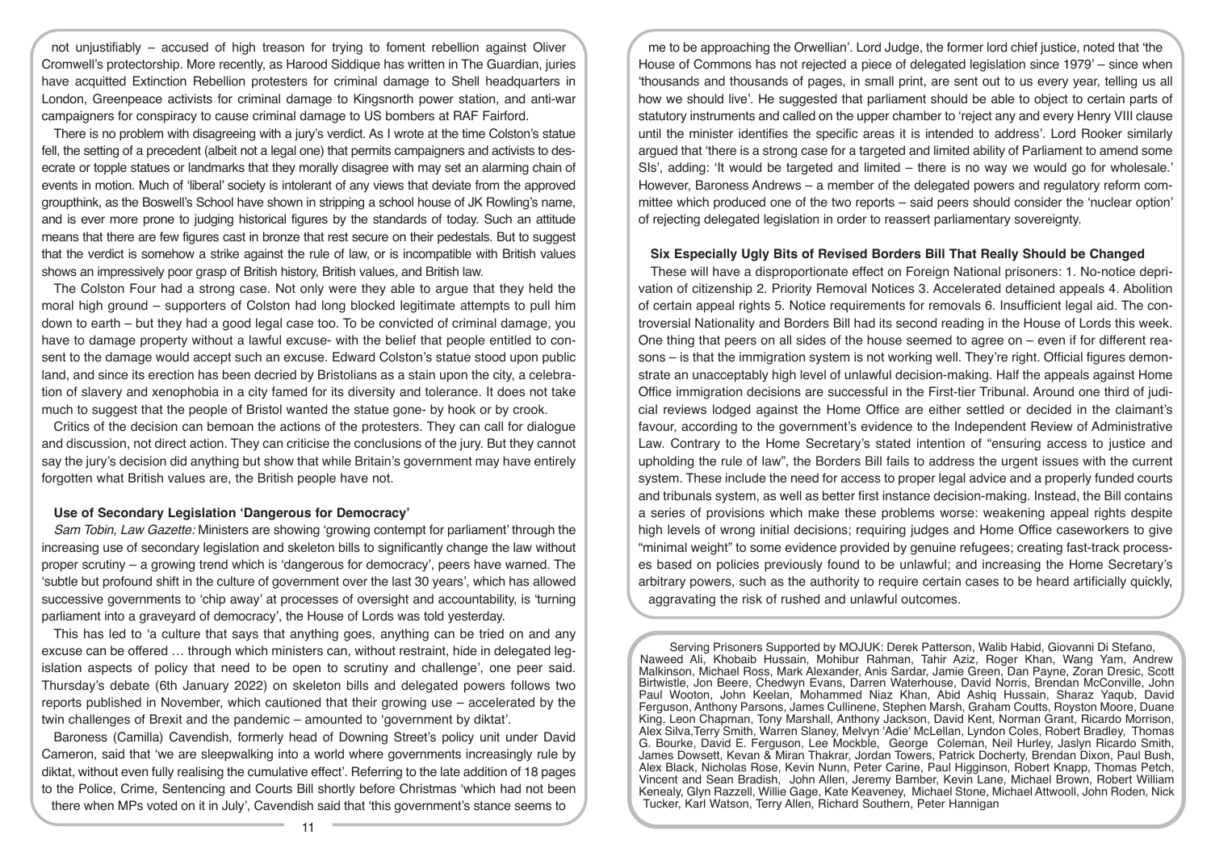not unjustifiably – accused of high treason for trying to foment rebellion against Oliver Cromwell's protectorship. More recently, as Harood Siddique has written in The Guardian, juries have acquitted Extinction Rebellion protesters for criminal damage to Shell headquarters in London, Greenpeace activists for criminal damage to Kingsnorth power station, and anti-war campaigners for conspiracy to cause criminal damage to US bombers at RAF Fairford.

There is no problem with disagreeing with a jury's verdict. As I wrote at the time Colston's statue fell, the setting of a precedent (albeit not a legal one) that permits campaigners and activists to desecrate or topple statues or landmarks that they morally disagree with may set an alarming chain of events in motion. Much of 'liberal' society is intolerant of any views that deviate from the approved groupthink, as the Boswell's School have shown in stripping a school house of JK Rowling's name, and is ever more prone to judging historical figures by the standards of today. Such an attitude means that there are few figures cast in bronze that rest secure on their pedestals. But to suggest that the verdict is somehow a strike against the rule of law, or is incompatible with British values shows an impressively poor grasp of British history, British values, and British law.

The Colston Four had a strong case. Not only were they able to argue that they held the moral high ground – supporters of Colston had long blocked legitimate attempts to pull him down to earth – but they had a good legal case too. To be convicted of criminal damage, you have to damage property without a lawful excuse- with the belief that people entitled to consent to the damage would accept such an excuse. Edward Colston's statue stood upon public land, and since its erection has been decried by Bristolians as a stain upon the city, a celebration of slavery and xenophobia in a city famed for its diversity and tolerance. It does not take much to suggest that the people of Bristol wanted the statue gone- by hook or by crook.

Critics of the decision can bemoan the actions of the protesters. They can call for dialogue and discussion, not direct action. They can criticise the conclusions of the jury. But they cannot say the jury's decision did anything but show that while Britain's government may have entirely forgotten what British values are, the British people have not.

**Use of Secondary Legislation 'Dangerous for Democracy'**

*Sam Tobin, Law Gazette:* Ministers are showing 'growing contempt for parliament' through the increasing use of secondary legislation and skeleton bills to significantly change the law without proper scrutiny – a growing trend which is 'dangerous for democracy', peers have warned. The 'subtle but profound shift in the culture of government over the last 30 years', which has allowed successive governments to 'chip away' at processes of oversight and accountability, is 'turning parliament into a graveyard of democracy', the House of Lords was told yesterday.

This has led to 'a culture that says that anything goes, anything can be tried on and any excuse can be offered … through which ministers can, without restraint, hide in delegated legislation aspects of policy that need to be open to scrutiny and challenge', one peer said. Thursday's debate (6th January 2022) on skeleton bills and delegated powers follows two reports published in November, which cautioned that their growing use – accelerated by the twin challenges of Brexit and the pandemic – amounted to 'government by diktat'.

Baroness (Camilla) Cavendish, formerly head of Downing Street's policy unit under David Cameron, said that 'we are sleepwalking into a world where governments increasingly rule by diktat, without even fully realising the cumulative effect'. Referring to the late addition of 18 pages to the Police, Crime, Sentencing and Courts Bill shortly before Christmas 'which had not been there when MPs voted on it in July', Cavendish said that 'this government's stance seems to me to be approaching the Orwellian'. Lord Judge, the former lord chief justice, noted that 'the House of Commons has not rejected a piece of delegated legislation since 1979' – since when 'thousands and thousands of pages, in small print, are sent out to us every year, telling us all how we should live'. He suggested that parliament should be able to object to certain parts of statutory instruments and called on the upper chamber to 'reject any and every Henry VIII clause until the minister identifies the specific areas it is intended to address'. Lord Rooker similarly argued that 'there is a strong case for a targeted and limited ability of Parliament to amend some SIs', adding: 'It would be targeted and limited – there is no way we would go for wholesale.' However, Baroness Andrews – a member of the delegated powers and regulatory reform committee which produced one of the two reports – said peers should consider the 'nuclear option' of rejecting delegated legislation in order to reassert parliamentary sovereignty.

**Six Especially Ugly Bits of Revised Borders Bill That Really Should be Changed**

These will have a disproportionate effect on Foreign National prisoners: 1. No-notice deprivation of citizenship 2. Priority Removal Notices 3. Accelerated detained appeals 4. Abolition of certain appeal rights 5. Notice requirements for removals 6. Insufficient legal aid. The controversial Nationality and Borders Bill had its second reading in the House of Lords this week. One thing that peers on all sides of the house seemed to agree on – even if for different reasons – is that the immigration system is not working well. They're right. Official figures demonstrate an unacceptably high level of unlawful decision-making. Half the appeals against Home Office immigration decisions are successful in the First-tier Tribunal. Around one third of judicial reviews lodged against the Home Office are either settled or decided in the claimant's favour, according to the government's evidence to the Independent Review of Administrative Law. Contrary to the Home Secretary's stated intention of "ensuring access to justice and upholding the rule of law", the Borders Bill fails to address the urgent issues with the current system. These include the need for access to proper legal advice and a properly funded courts and tribunals system, as well as better first instance decision-making. Instead, the Bill contains a series of provisions which make these problems worse: weakening appeal rights despite high levels of wrong initial decisions; requiring judges and Home Office caseworkers to give "minimal weight" to some evidence provided by genuine refugees; creating fast-track processes based on policies previously found to be unlawful; and increasing the Home Secretary's arbitrary powers, such as the authority to require certain cases to be heard artificially quickly, aggravating the risk of rushed and unlawful outcomes.

Serving Prisoners Supported by MOJUK: Derek Patterson, Walib Habid, Giovanni Di Stefano, Naweed Ali, Khobaib Hussain, Mohibur Rahman, Tahir Aziz, Roger Khan, Wang Yam, Andrew Malkinson, Michael Ross, Mark Alexander, Anis Sardar, Jamie Green, Dan Payne, Zoran Dresic, Scott Birtwistle, Jon Beere, Chedwyn Evans, Darren Waterhouse, David Norris, Brendan McConville, John Paul Wooton, John Keelan, Mohammed Niaz Khan, Abid Ashiq Hussain, Sharaz Yaqub, David Ferguson, Anthony Parsons, James Cullinene, Stephen Marsh, Graham Coutts, Royston Moore, Duane King, Leon Chapman, Tony Marshall, Anthony Jackson, David Kent, Norman Grant, Ricardo Morrison, Alex Silva,Terry Smith, Warren Slaney, Melvyn 'Adie' McLellan, Lyndon Coles, Robert Bradley, Thomas G. Bourke, David E. Ferguson, Lee Mockble, George Coleman, Neil Hurley, Jaslyn Ricardo Smith, James Dowsett, Kevan & Miran Thakrar, Jordan Towers, Patrick Docherty, Brendan Dixon, Paul Bush, Alex Black, Nicholas Rose, Kevin Nunn, Peter Carine, Paul Higginson, Robert Knapp, Thomas Petch, Vincent and Sean Bradish, John Allen, Jeremy Bamber, Kevin Lane, Michael Brown, Robert William Kenealy, Glyn Razzell, Willie Gage, Kate Keaveney, Michael Stone, Michael Attwooll, John Roden, Nick Tucker, Karl Watson, Terry Allen, Richard Southern, Peter Hannigan